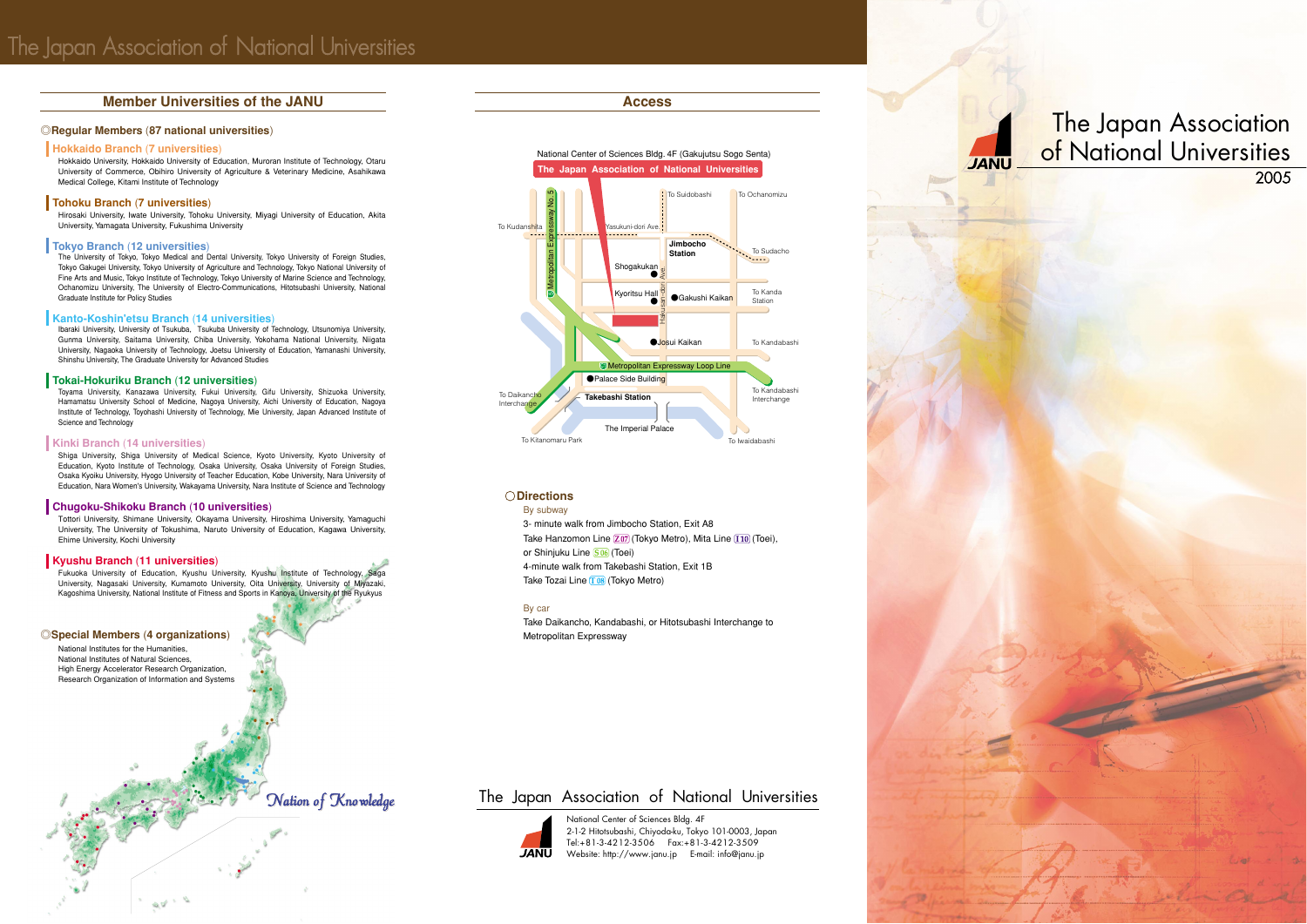# The Japan Association of National Universities

## Member Universities of the JANU

### ◎Regular Members (87 national universities)

#### Hokkaido Branch (7 universities)

Hokkaido University, Hokkaido University of Education, Muroran Institute of Technology, Otaru University of Commerce, Obihiro University of Agriculture & Veterinary Medicine, Asahikawa Medical College, Kitami Institute of Technology

#### Tohoku Branch (7 universities)

Hirosaki University, Iwate University, Tohoku University, Miyagi University of Education, Akita University, Yamagata University, Fukushima University

#### Tokyo Branch (12 universities)

The University of Tokyo, Tokyo Medical and Dental University, Tokyo University of Foreign Studies, Tokyo Gakugei University, Tokyo University of Agriculture and Technology, Tokyo National University of Fine Arts and Music, Tokyo Institute of Technology, Tokyo University of Marine Science and Technology, Ochanomizu University, The University of Electro-Communications, Hitotsubashi University, National Graduate Institute for Policy Studies

#### Kanto-Koshin'etsu Branch (14 universities)

Ibaraki University, University of Tsukuba, Tsukuba University of Technology, Utsunomiya University, Gunma University, Saitama University, Chiba University, Yokohama National University, Niigata University, Nagaoka University of Technology, Joetsu University of Education, Yamanashi University, Shinshu University, The Graduate University for Advanced Studies

#### Tokai-Hokuriku Branch (12 universities)

Toyama University, Kanazawa University, Fukui University, Gifu University, Shizuoka University, Hamamatsu University School of Medicine, Nagoya University, Aichi University of Education, Nagoya Institute of Technology, Toyohashi University of Technology, Mie University, Japan Advanced Institute of Science and Technology

#### Kinki Branch (14 universities)

Shiga University, Shiga University of Medical Science, Kyoto University, Kyoto University of Education, Kyoto Institute of Technology, Osaka University, Osaka University of Foreign Studies, Osaka Kyoiku University, Hyogo University of Teacher Education, Kobe University, Nara University of Education, Nara Women's University, Wakayama University, Nara Institute of Science and Technology

#### Chugoku-Shikoku Branch (10 universities)

Tottori University, Shimane University, Okayama University, Hiroshima University, Yamaguchi University, The University of Tokushima, Naruto University of Education, Kagawa University, Ehime University, Kochi University

#### Kyushu Branch (11 universities)

Fukuoka University of Education, Kyushu University, Kyushu Institute of Technology, Saga University, Nagasaki University, Kumamoto University, Oita University, University of Miyazaki, Kagoshima University, National Institute of Fitness and Sports in Kanoya, University of the Ryukyus

### ◎Special Members (4 organizations)

National Institutes for the Humanities,
National Institutes of Natural Sciences,
High Energy Accelerator Research Organization,
Research Organization of Information and Systems

*Nation of Knowledge*

## Access

National Center of Sciences Bldg. 4F (Gakujutsu Sogo Senta)

The Japan Association of National Universities

### ○Directions

By subway

3- minute walk from Jimbocho Station, Exit A8
Take Hanzomon Line Z07 (Tokyo Metro), Mita Line I10 (Toei),
or Shinjuku Line S06 (Toei)
4-minute walk from Takebashi Station, Exit 1B
Take Tozai Line T08 (Tokyo Metro)

By car

Take Daikancho, Kandabashi, or Hitotsubashi Interchange to Metropolitan Expressway

## The Japan Association of National Universities

JANU

National Center of Sciences Bldg. 4F
2-1-2 Hitotsubashi, Chiyoda-ku, Tokyo 101-0003, Japan
Tel:+81-3-4212-3506 Fax:+81-3-4212-3509
Website: http://www.janu.jp E-mail: info@janu.jp

# The Japan Association of National Universities

JANU

2005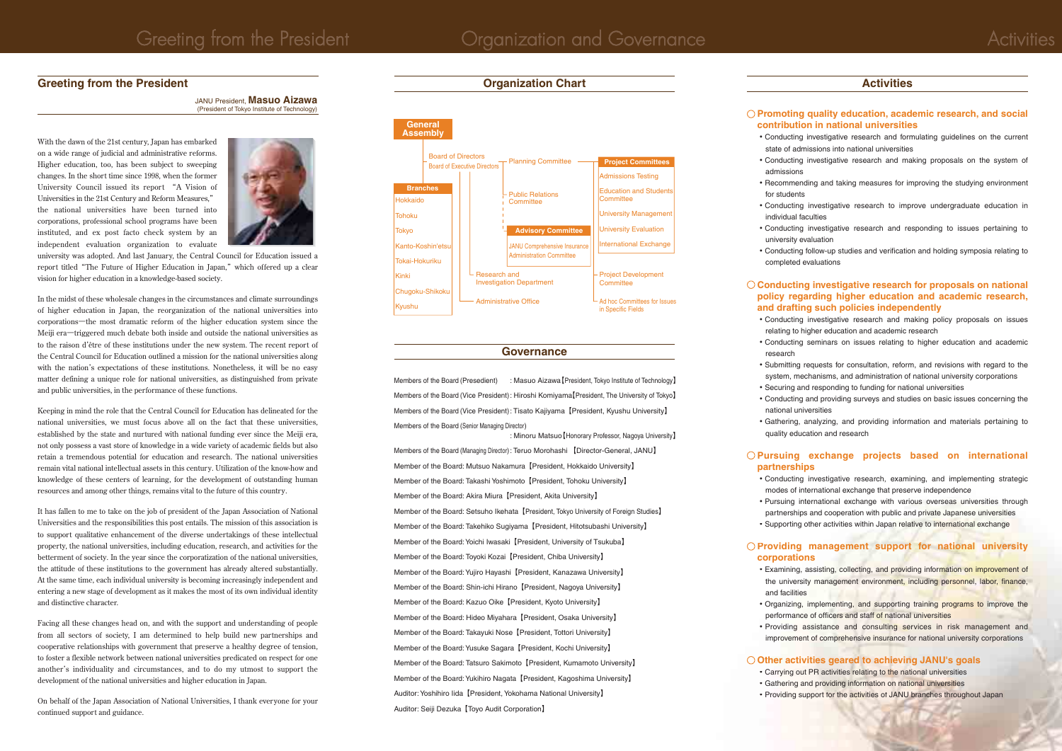# Greeting from the President

## Greeting from the President

JANU President, **Masuo Aizawa**
(President of Tokyo Institute of Technology)

With the dawn of the 21st century, Japan has embarked on a wide range of judicial and administrative reforms. Higher education, too, has been subject to sweeping changes. In the short time since 1998, when the former University Council issued its report "A Vision of Universities in the 21st Century and Reform Measures," the national universities have been turned into corporations, professional school programs have been instituted, and ex post facto check system by an independent evaluation organization to evaluate university was adopted. And last January, the Central Council for Education issued a report titled "The Future of Higher Education in Japan," which offered up a clear vision for higher education in a knowledge-based society.

In the midst of these wholesale changes in the circumstances and climate surroundings of higher education in Japan, the reorganization of the national universities into corporations—the most dramatic reform of the higher education system since the Meiji era—triggered much debate both inside and outside the national universities as to the raison d'être of these institutions under the new system. The recent report of the Central Council for Education outlined a mission for the national universities along with the nation's expectations of these institutions. Nonetheless, it will be no easy matter defining a unique role for national universities, as distinguished from private and public universities, in the performance of these functions.

Keeping in mind the role that the Central Council for Education has delineated for the national universities, we must focus above all on the fact that these universities, established by the state and nurtured with national funding ever since the Meiji era, not only possess a vast store of knowledge in a wide variety of academic fields but also retain a tremendous potential for education and research. The national universities remain vital national intellectual assets in this century. Utilization of the know-how and knowledge of these centers of learning, for the development of outstanding human resources and among other things, remains vital to the future of this country.

It has fallen to me to take on the job of president of the Japan Association of National Universities and the responsibilities this post entails. The mission of this association is to support qualitative enhancement of the diverse undertakings of these intellectual property, the national universities, including education, research, and activities for the betterment of society. In the year since the corporatization of the national universities, the attitude of these institutions to the government has already altered substantially. At the same time, each individual university is becoming increasingly independent and entering a new stage of development as it makes the most of its own individual identity and distinctive character.

Facing all these changes head on, and with the support and understanding of people from all sectors of society, I am determined to help build new partnerships and cooperative relationships with government that preserve a healthy degree of tension, to foster a flexible network between national universities predicated on respect for one another's individuality and circumstances, and to do my utmost to support the development of the national universities and higher education in Japan.

On behalf of the Japan Association of National Universities, I thank everyone for your continued support and guidance.

# Organization and Governance

## Organization Chart

General Assembly

Board of Directors
Board of Executive Directors

Planning Committee

Public Relations Committee

Advisory Committee
JANU Comprehensive Insurance Administration Committee

Research and Investigation Department

Administrative Office

Branches
Hokkaido
Tohoku
Tokyo
Kanto-Koshin'etsu
Tokai-Hokuriku
Kinki
Chugoku-Shikoku
Kyushu

Project Committees
Admissions Testing
Education and Students Committee
University Management
University Evaluation
International Exchange

Project Development Committee

Ad hoc Committees for Issues in Specific Fields

## Governance

Members of the Board (Presedient) : Masuo Aizawa【President, Tokyo Institute of Technology】

Members of the Board (Vice President) : Hiroshi Komiyama【President, The University of Tokyo】

Members of the Board (Vice President) : Tisato Kajiyama【President, Kyushu University】

Members of the Board (Senior Managing Director) : Minoru Matsuo【Honorary Professor, Nagoya University】

Members of the Board (Managing Director) : Teruo Morohashi【Director-General, JANU】

Member of the Board: Mutsuo Nakamura【President, Hokkaido University】

Member of the Board: Takashi Yoshimoto【President, Tohoku University】

Member of the Board: Akira Miura【President, Akita University】

Member of the Board: Setsuho Ikehata【President, Tokyo University of Foreign Studies】

Member of the Board: Takehiko Sugiyama【President, Hitotsubashi University】

Member of the Board: Yoichi Iwasaki【President, University of Tsukuba】

Member of the Board: Toyoki Kozai【President, Chiba University】

Member of the Board: Yujiro Hayashi【President, Kanazawa University】

Member of the Board: Shin-ichi Hirano【President, Nagoya University】

Member of the Board: Kazuo Oike【President, Kyoto University】

Member of the Board: Hideo Miyahara【President, Osaka University】

Member of the Board: Takayuki Nose【President, Tottori University】

Member of the Board: Yusuke Sagara【President, Kochi University】

Member of the Board: Tatsuro Sakimoto【President, Kumamoto University】

Member of the Board: Yukihiro Nagata【President, Kagoshima University】

Auditor: Yoshihiro Iida【President, Yokohama National University】

Auditor: Seiji Dezuka【Toyo Audit Corporation】

# Activities

## Activities

### ○ Promoting quality education, academic research, and social contribution in national universities

- Conducting investigative research and formulating guidelines on the current state of admissions into national universities
- Conducting investigative research and making proposals on the system of admissions
- Recommending and taking measures for improving the studying environment for students
- Conducting investigative research to improve undergraduate education in individual faculties
- Conducting investigative research and responding to issues pertaining to university evaluation
- Conducting follow-up studies and verification and holding symposia relating to completed evaluations

### ○ Conducting investigative research for proposals on national policy regarding higher education and academic research, and drafting such policies independently

- Conducting investigative research and making policy proposals on issues relating to higher education and academic research
- Conducting seminars on issues relating to higher education and academic research
- Submitting requests for consultation, reform, and revisions with regard to the system, mechanisms, and administration of national university corporations
- Securing and responding to funding for national universities
- Conducting and providing surveys and studies on basic issues concerning the national universities
- Gathering, analyzing, and providing information and materials pertaining to quality education and research

### ○ Pursuing exchange projects based on international partnerships

- Conducting investigative research, examining, and implementing strategic modes of international exchange that preserve independence
- Pursuing international exchange with various overseas universities through partnerships and cooperation with public and private Japanese universities
- Supporting other activities within Japan relative to international exchange

### ○ Providing management support for national university corporations

- Examining, assisting, collecting, and providing information on improvement of the university management environment, including personnel, labor, finance, and facilities
- Organizing, implementing, and supporting training programs to improve the performance of officers and staff of national universities
- Providing assistance and consulting services in risk management and improvement of comprehensive insurance for national university corporations

### ○ Other activities geared to achieving JANU's goals

- Carrying out PR activities relating to the national universities
- Gathering and providing information on national universities
- Providing support for the activities of JANU branches throughout Japan